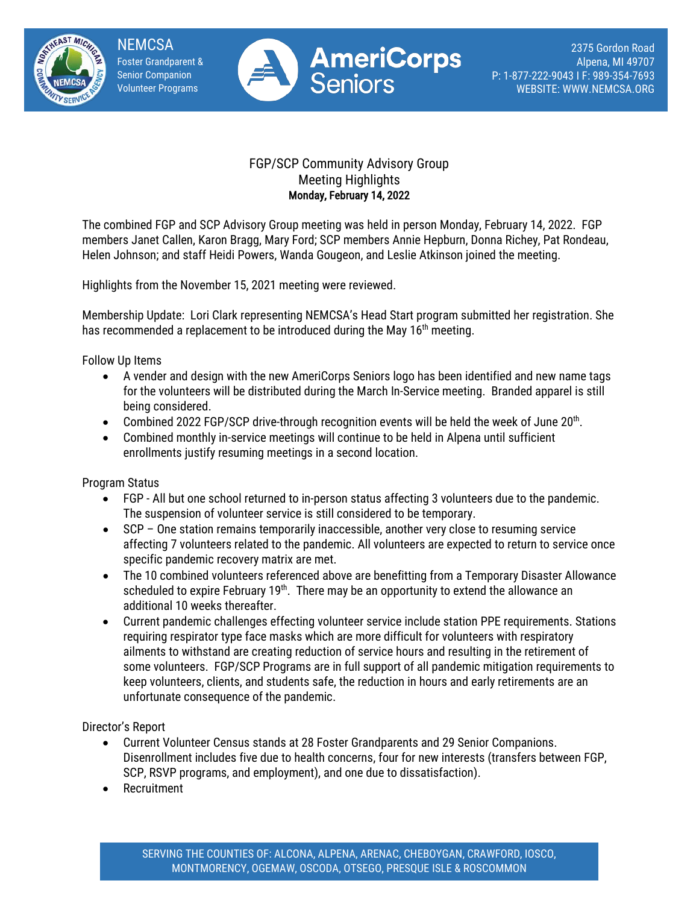NEMCSA
Foster Grandparent &
Senior Companion
Volunteer Programs

AmeriCorps Seniors

2375 Gordon Road
Alpena, MI 49707
P: 1-877-222-9043 I F: 989-354-7693
WEBSITE: WWW.NEMCSA.ORG

# FGP/SCP Community Advisory Group
## Meeting Highlights
**Monday, February 14, 2022**

The combined FGP and SCP Advisory Group meeting was held in person Monday, February 14, 2022. FGP members Janet Callen, Karon Bragg, Mary Ford; SCP members Annie Hepburn, Donna Richey, Pat Rondeau, Helen Johnson; and staff Heidi Powers, Wanda Gougeon, and Leslie Atkinson joined the meeting.

Highlights from the November 15, 2021 meeting were reviewed.

Membership Update: Lori Clark representing NEMCSA's Head Start program submitted her registration. She has recommended a replacement to be introduced during the May 16th meeting.

Follow Up Items

- A vender and design with the new AmeriCorps Seniors logo has been identified and new name tags for the volunteers will be distributed during the March In-Service meeting. Branded apparel is still being considered.
- Combined 2022 FGP/SCP drive-through recognition events will be held the week of June 20th.
- Combined monthly in-service meetings will continue to be held in Alpena until sufficient enrollments justify resuming meetings in a second location.

Program Status

- FGP - All but one school returned to in-person status affecting 3 volunteers due to the pandemic. The suspension of volunteer service is still considered to be temporary.
- SCP – One station remains temporarily inaccessible, another very close to resuming service affecting 7 volunteers related to the pandemic. All volunteers are expected to return to service once specific pandemic recovery matrix are met.
- The 10 combined volunteers referenced above are benefitting from a Temporary Disaster Allowance scheduled to expire February 19th. There may be an opportunity to extend the allowance an additional 10 weeks thereafter.
- Current pandemic challenges effecting volunteer service include station PPE requirements. Stations requiring respirator type face masks which are more difficult for volunteers with respiratory ailments to withstand are creating reduction of service hours and resulting in the retirement of some volunteers. FGP/SCP Programs are in full support of all pandemic mitigation requirements to keep volunteers, clients, and students safe, the reduction in hours and early retirements are an unfortunate consequence of the pandemic.

Director's Report

- Current Volunteer Census stands at 28 Foster Grandparents and 29 Senior Companions. Disenrollment includes five due to health concerns, four for new interests (transfers between FGP, SCP, RSVP programs, and employment), and one due to dissatisfaction).
- Recruitment

SERVING THE COUNTIES OF: ALCONA, ALPENA, ARENAC, CHEBOYGAN, CRAWFORD, IOSCO, MONTMORENCY, OGEMAW, OSCODA, OTSEGO, PRESQUE ISLE & ROSCOMMON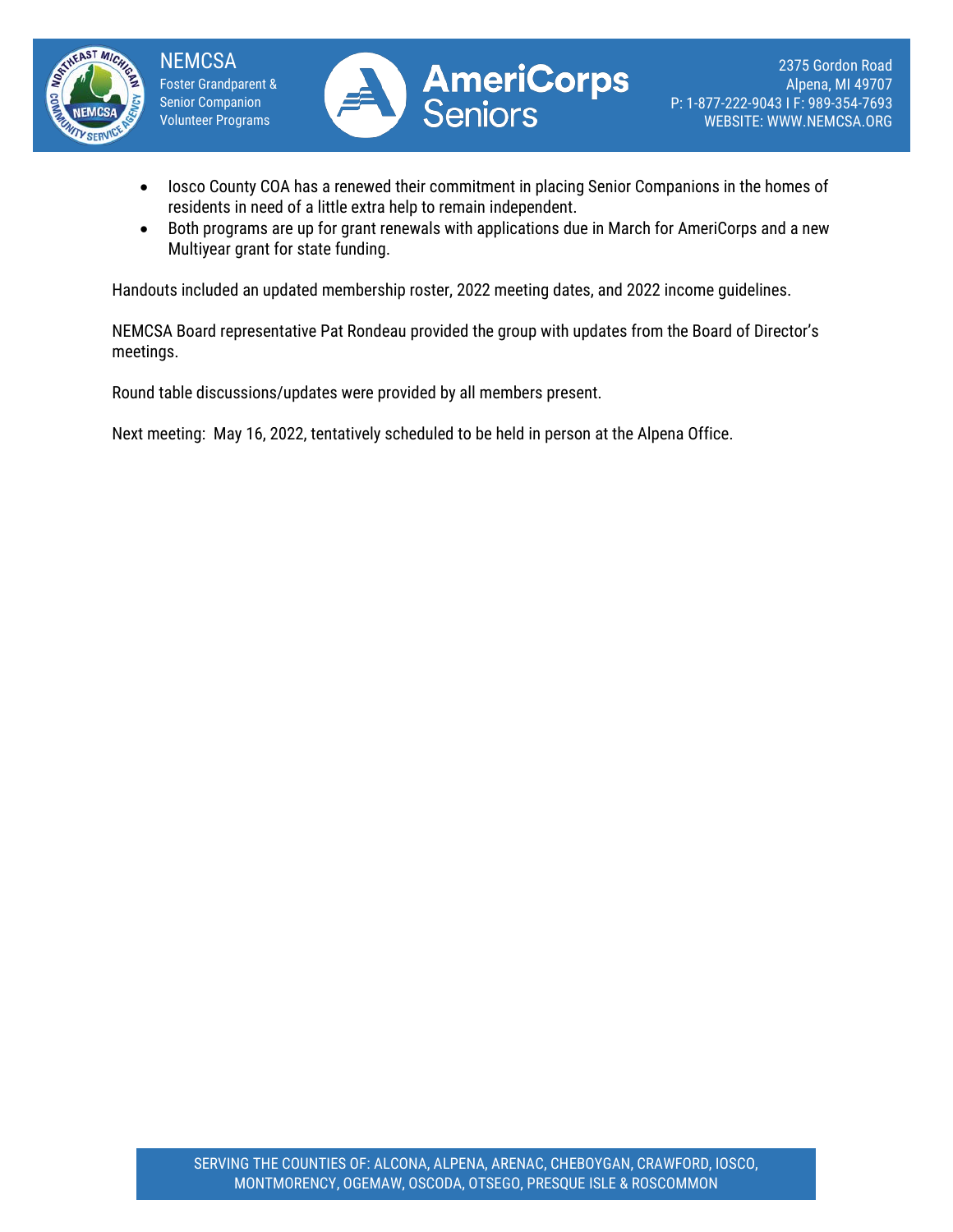- Iosco County COA has a renewed their commitment in placing Senior Companions in the homes of residents in need of a little extra help to remain independent.
- Both programs are up for grant renewals with applications due in March for AmeriCorps and a new Multiyear grant for state funding.

Handouts included an updated membership roster, 2022 meeting dates, and 2022 income guidelines.

NEMCSA Board representative Pat Rondeau provided the group with updates from the Board of Director's meetings.

Round table discussions/updates were provided by all members present.

Next meeting: May 16, 2022, tentatively scheduled to be held in person at the Alpena Office.